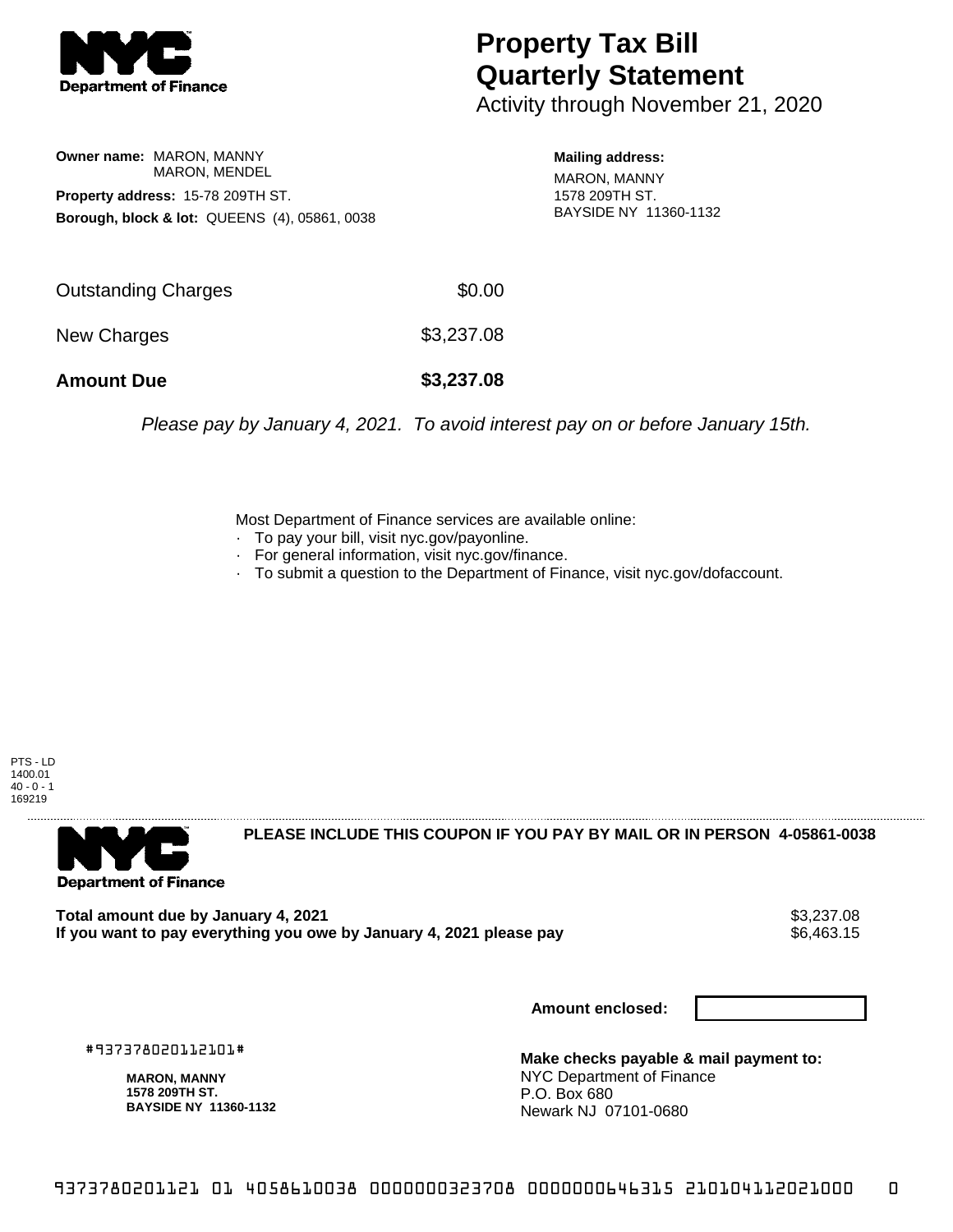# Property Tax Bill Quarterly Statement

Activity through November 21, 2020

**Owner name:** MARON, MANNY
MARON, MENDEL

**Property address:** 15-78 209TH ST.

**Borough, block & lot:** QUEENS (4), 05861, 0038

**Mailing address:**
MARON, MANNY
1578 209TH ST.
BAYSIDE NY 11360-1132

| | |
|---|---|
| Outstanding Charges | $0.00 |
| New Charges | $3,237.08 |
| **Amount Due** | **$3,237.08** |

*Please pay by January 4, 2021. To avoid interest pay on or before January 15th.*

Most Department of Finance services are available online:

- To pay your bill, visit nyc.gov/payonline.
- For general information, visit nyc.gov/finance.
- To submit a question to the Department of Finance, visit nyc.gov/dofaccount.

PTS - LD
1400.01
40 - 0 - 1
169219

**PLEASE INCLUDE THIS COUPON IF YOU PAY BY MAIL OR IN PERSON 4-05861-0038**

| | |
|---|---|
| **Total amount due by January 4, 2021** | $3,237.08 |
| **If you want to pay everything you owe by January 4, 2021 please pay** | $6,463.15 |

**Amount enclosed:**

#937378020112101#

**MARON, MANNY**
**1578 209TH ST.**
**BAYSIDE NY 11360-1132**

**Make checks payable & mail payment to:**
NYC Department of Finance
P.O. Box 680
Newark NJ 07101-0680

9373780201121 01 4058610038 0000000323708 0000000646315 210104112021000 0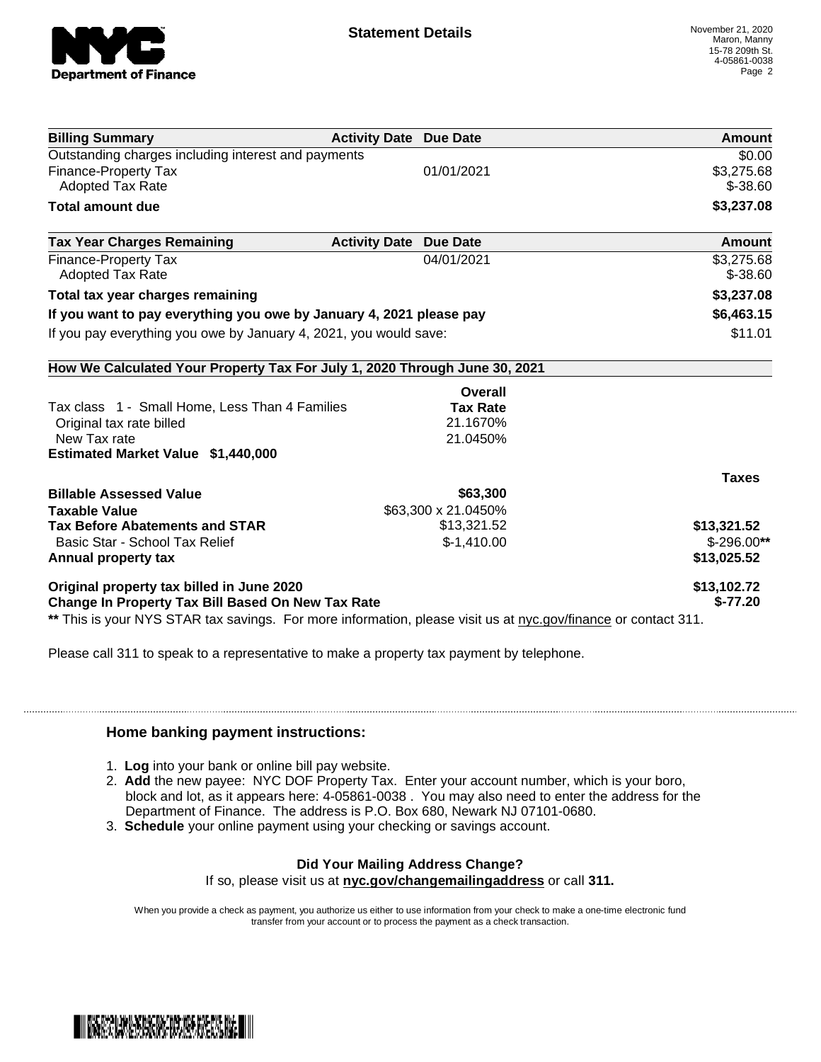# Statement Details

November 21, 2020
Maron, Manny
15-78 209th St.
4-05861-0038

| Billing Summary | Activity Date | Due Date | Amount |
|---|---|---|---|
| Outstanding charges including interest and payments | | | $0.00 |
| Finance-Property Tax | | 01/01/2021 | $3,275.68 |
| Adopted Tax Rate | | | $-38.60 |
| **Total amount due** | | | **$3,237.08** |

| Tax Year Charges Remaining | Activity Date | Due Date | Amount |
|---|---|---|---|
| Finance-Property Tax | | 04/01/2021 | $3,275.68 |
| Adopted Tax Rate | | | $-38.60 |
| **Total tax year charges remaining** | | | **$3,237.08** |
| **If you want to pay everything you owe by January 4, 2021 please pay** | | | **$6,463.15** |
| If you pay everything you owe by January 4, 2021, you would save: | | | $11.01 |

**How We Calculated Your Property Tax For July 1, 2020 Through June 30, 2021**

| | Overall Tax Rate | Taxes |
|---|---|---|
| Tax class 1 - Small Home, Less Than 4 Families | | |
| Original tax rate billed | 21.1670% | |
| New Tax rate | 21.0450% | |
| **Estimated Market Value $1,440,000** | | |
| **Billable Assessed Value** | **$63,300** | |
| **Taxable Value** | $63,300 x 21.0450% | |
| **Tax Before Abatements and STAR** | $13,321.52 | **$13,321.52** |
| Basic Star - School Tax Relief | $-1,410.00 | $-296.00** |
| **Annual property tax** | | **$13,025.52** |
| **Original property tax billed in June 2020** | | **$13,102.72** |
| **Change In Property Tax Bill Based On New Tax Rate** | | **$-77.20** |

** This is your NYS STAR tax savings. For more information, please visit us at nyc.gov/finance or contact 311.

Please call 311 to speak to a representative to make a property tax payment by telephone.

### Home banking payment instructions:

1. **Log** into your bank or online bill pay website.
2. **Add** the new payee: NYC DOF Property Tax. Enter your account number, which is your boro, block and lot, as it appears here: 4-05861-0038 . You may also need to enter the address for the Department of Finance. The address is P.O. Box 680, Newark NJ 07101-0680.
3. **Schedule** your online payment using your checking or savings account.

**Did Your Mailing Address Change?**
If so, please visit us at **nyc.gov/changemailingaddress** or call **311.**

When you provide a check as payment, you authorize us either to use information from your check to make a one-time electronic fund transfer from your account or to process the payment as a check transaction.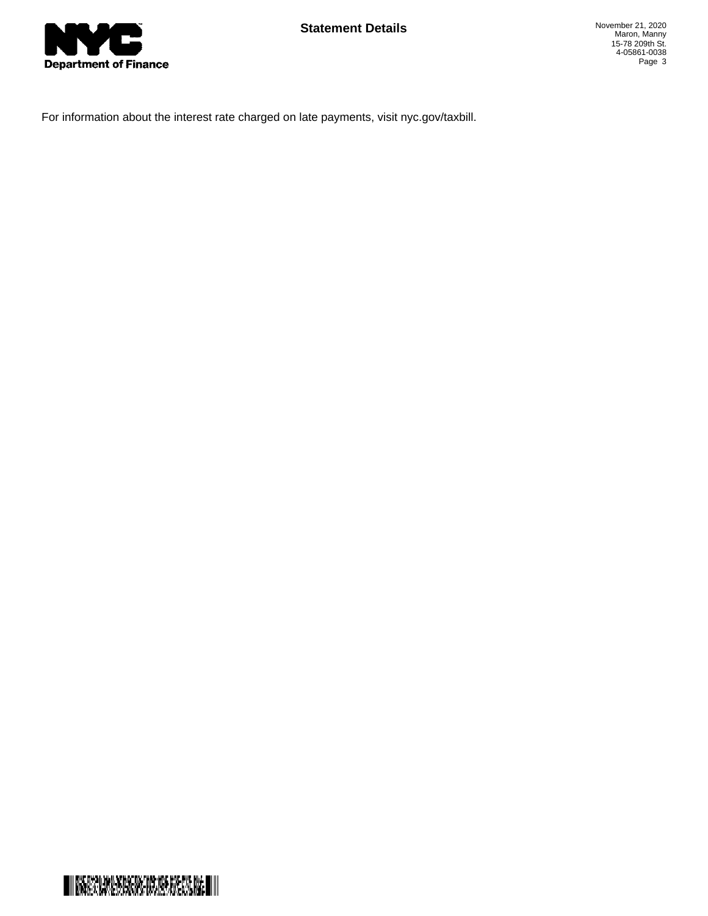For information about the interest rate charged on late payments, visit nyc.gov/taxbill.